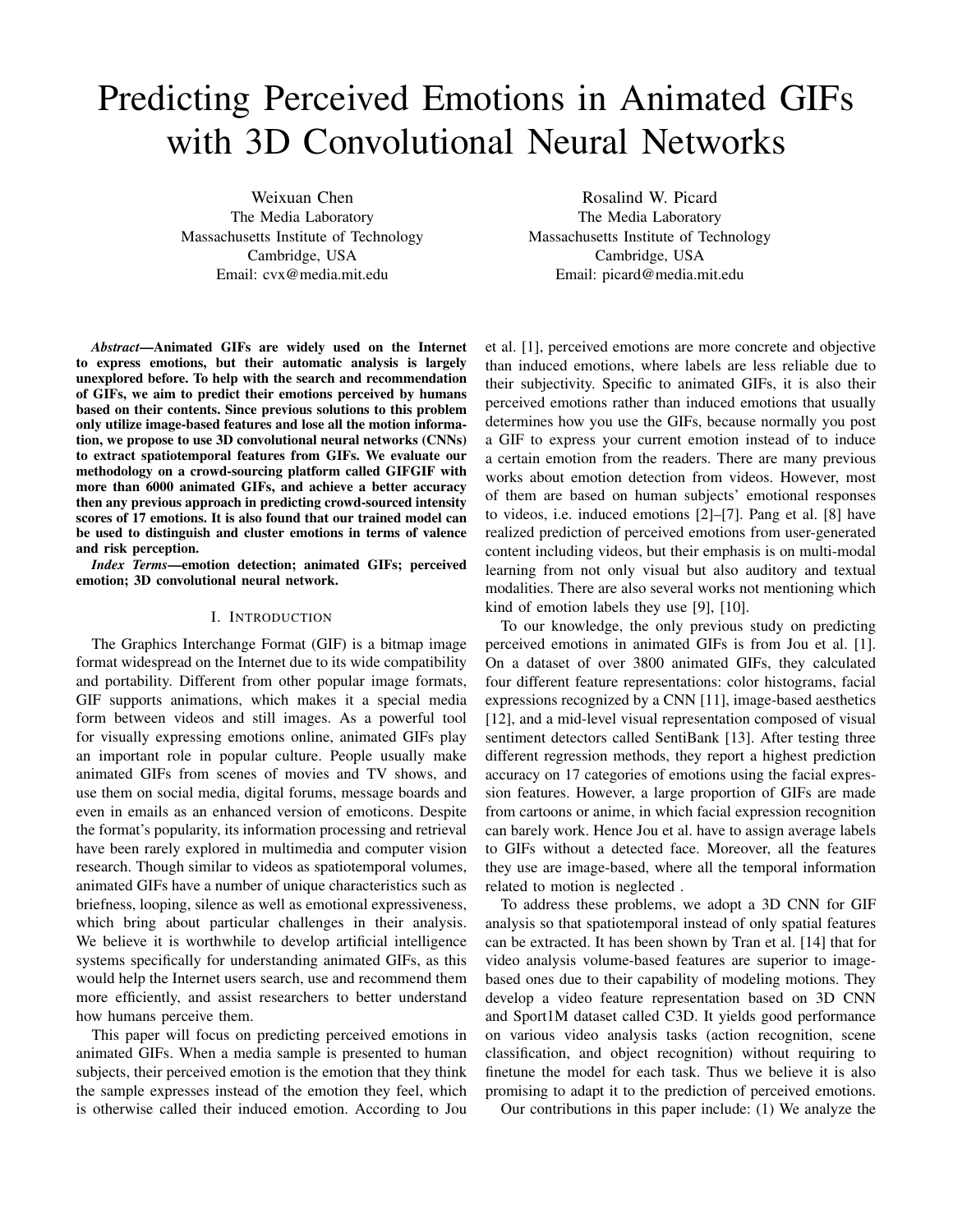# Predicting Perceived Emotions in Animated GIFs with 3D Convolutional Neural Networks

Weixuan Chen
The Media Laboratory
Massachusetts Institute of Technology
Cambridge, USA
Email: cvx@media.mit.edu

Rosalind W. Picard
The Media Laboratory
Massachusetts Institute of Technology
Cambridge, USA
Email: picard@media.mit.edu

***Abstract*—Animated GIFs are widely used on the Internet to express emotions, but their automatic analysis is largely unexplored before. To help with the search and recommendation of GIFs, we aim to predict their emotions perceived by humans based on their contents. Since previous solutions to this problem only utilize image-based features and lose all the motion information, we propose to use 3D convolutional neural networks (CNNs) to extract spatiotemporal features from GIFs. We evaluate our methodology on a crowd-sourcing platform called GIFGIF with more than 6000 animated GIFs, and achieve a better accuracy then any previous approach in predicting crowd-sourced intensity scores of 17 emotions. It is also found that our trained model can be used to distinguish and cluster emotions in terms of valence and risk perception.**

***Index Terms*—emotion detection; animated GIFs; perceived emotion; 3D convolutional neural network.**

## I. Introduction

The Graphics Interchange Format (GIF) is a bitmap image format widespread on the Internet due to its wide compatibility and portability. Different from other popular image formats, GIF supports animations, which makes it a special media form between videos and still images. As a powerful tool for visually expressing emotions online, animated GIFs play an important role in popular culture. People usually make animated GIFs from scenes of movies and TV shows, and use them on social media, digital forums, message boards and even in emails as an enhanced version of emoticons. Despite the format's popularity, its information processing and retrieval have been rarely explored in multimedia and computer vision research. Though similar to videos as spatiotemporal volumes, animated GIFs have a number of unique characteristics such as briefness, looping, silence as well as emotional expressiveness, which bring about particular challenges in their analysis. We believe it is worthwhile to develop artificial intelligence systems specifically for understanding animated GIFs, as this would help the Internet users search, use and recommend them more efficiently, and assist researchers to better understand how humans perceive them.

This paper will focus on predicting perceived emotions in animated GIFs. When a media sample is presented to human subjects, their perceived emotion is the emotion that they think the sample expresses instead of the emotion they feel, which is otherwise called their induced emotion. According to Jou et al. [1], perceived emotions are more concrete and objective than induced emotions, where labels are less reliable due to their subjectivity. Specific to animated GIFs, it is also their perceived emotions rather than induced emotions that usually determines how you use the GIFs, because normally you post a GIF to express your current emotion instead of to induce a certain emotion from the readers. There are many previous works about emotion detection from videos. However, most of them are based on human subjects' emotional responses to videos, i.e. induced emotions [2]–[7]. Pang et al. [8] have realized prediction of perceived emotions from user-generated content including videos, but their emphasis is on multi-modal learning from not only visual but also auditory and textual modalities. There are also several works not mentioning which kind of emotion labels they use [9], [10].

To our knowledge, the only previous study on predicting perceived emotions in animated GIFs is from Jou et al. [1]. On a dataset of over 3800 animated GIFs, they calculated four different feature representations: color histograms, facial expressions recognized by a CNN [11], image-based aesthetics [12], and a mid-level visual representation composed of visual sentiment detectors called SentiBank [13]. After testing three different regression methods, they report a highest prediction accuracy on 17 categories of emotions using the facial expression features. However, a large proportion of GIFs are made from cartoons or anime, in which facial expression recognition can barely work. Hence Jou et al. have to assign average labels to GIFs without a detected face. Moreover, all the features they use are image-based, where all the temporal information related to motion is neglected .

To address these problems, we adopt a 3D CNN for GIF analysis so that spatiotemporal instead of only spatial features can be extracted. It has been shown by Tran et al. [14] that for video analysis volume-based features are superior to image-based ones due to their capability of modeling motions. They develop a video feature representation based on 3D CNN and Sport1M dataset called C3D. It yields good performance on various video analysis tasks (action recognition, scene classification, and object recognition) without requiring to finetune the model for each task. Thus we believe it is also promising to adapt it to the prediction of perceived emotions.

Our contributions in this paper include: (1) We analyze the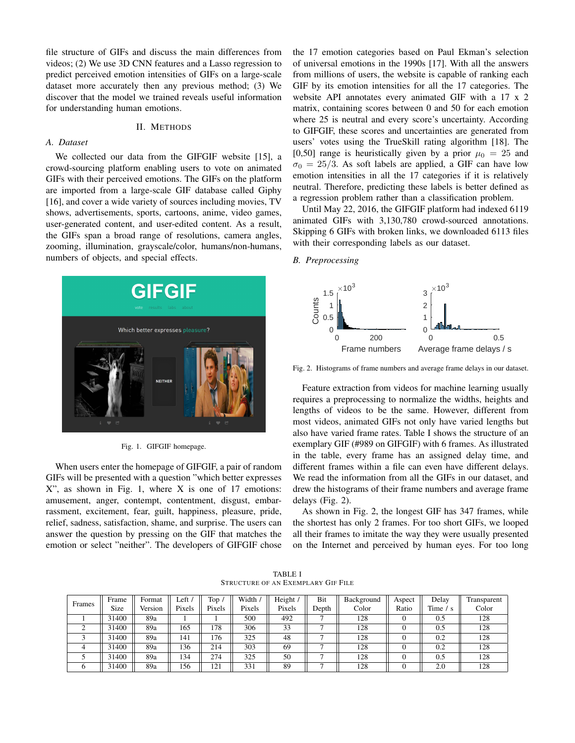file structure of GIFs and discuss the main differences from videos; (2) We use 3D CNN features and a Lasso regression to predict perceived emotion intensities of GIFs on a large-scale dataset more accurately then any previous method; (3) We discover that the model we trained reveals useful information for understanding human emotions.

## II. Methods

### A. Dataset

We collected our data from the GIFGIF website [15], a crowd-sourcing platform enabling users to vote on animated GIFs with their perceived emotions. The GIFs on the platform are imported from a large-scale GIF database called Giphy [16], and cover a wide variety of sources including movies, TV shows, advertisements, sports, cartoons, anime, video games, user-generated content, and user-edited content. As a result, the GIFs span a broad range of resolutions, camera angles, zooming, illumination, grayscale/color, humans/non-humans, numbers of objects, and special effects.

Fig. 1. GIFGIF homepage.

When users enter the homepage of GIFGIF, a pair of random GIFs will be presented with a question "which better expresses X", as shown in Fig. 1, where X is one of 17 emotions: amusement, anger, contempt, contentment, disgust, embarrassment, excitement, fear, guilt, happiness, pleasure, pride, relief, sadness, satisfaction, shame, and surprise. The users can answer the question by pressing on the GIF that matches the emotion or select "neither". The developers of GIFGIF chose the 17 emotion categories based on Paul Ekman's selection of universal emotions in the 1990s [17]. With all the answers from millions of users, the website is capable of ranking each GIF by its emotion intensities for all the 17 categories. The website API annotates every animated GIF with a 17 x 2 matrix, containing scores between 0 and 50 for each emotion where 25 is neutral and every score's uncertainty. According to GIFGIF, these scores and uncertainties are generated from users' votes using the TrueSkill rating algorithm [18]. The [0,50] range is heuristically given by a prior $\mu_0 = 25$ and $\sigma_0 = 25/3$. As soft labels are applied, a GIF can have low emotion intensities in all the 17 categories if it is relatively neutral. Therefore, predicting these labels is better defined as a regression problem rather than a classification problem.

Until May 22, 2016, the GIFGIF platform had indexed 6119 animated GIFs with 3,130,780 crowd-sourced annotations. Skipping 6 GIFs with broken links, we downloaded 6113 files with their corresponding labels as our dataset.

### B. Preprocessing

Fig. 2. Histograms of frame numbers and average frame delays in our dataset.

Feature extraction from videos for machine learning usually requires a preprocessing to normalize the widths, heights and lengths of videos to be the same. However, different from most videos, animated GIFs not only have varied lengths but also have varied frame rates. Table I shows the structure of an exemplary GIF (#989 on GIFGIF) with 6 frames. As illustrated in the table, every frame has an assigned delay time, and different frames within a file can even have different delays. We read the information from all the GIFs in our dataset, and drew the histograms of their frame numbers and average frame delays (Fig. 2).

As shown in Fig. 2, the longest GIF has 347 frames, while the shortest has only 2 frames. For too short GIFs, we looped all their frames to imitate the way they were usually presented on the Internet and perceived by human eyes. For too long

TABLE I
Structure of an Exemplary GIF File

| Frames | Frame Size | Format Version | Left / Pixels | Top / Pixels | Width / Pixels | Height / Pixels | Bit Depth | Background Color | Aspect Ratio | Delay Time / s | Transparent Color |
|---|---|---|---|---|---|---|---|---|---|---|---|
| 1 | 31400 | 89a | 1 | 1 | 500 | 492 | 7 | 128 | 0 | 0.5 | 128 |
| 2 | 31400 | 89a | 165 | 178 | 306 | 33 | 7 | 128 | 0 | 0.5 | 128 |
| 3 | 31400 | 89a | 141 | 176 | 325 | 48 | 7 | 128 | 0 | 0.2 | 128 |
| 4 | 31400 | 89a | 136 | 214 | 303 | 69 | 7 | 128 | 0 | 0.2 | 128 |
| 5 | 31400 | 89a | 134 | 274 | 325 | 50 | 7 | 128 | 0 | 0.5 | 128 |
| 6 | 31400 | 89a | 156 | 121 | 331 | 89 | 7 | 128 | 0 | 2.0 | 128 |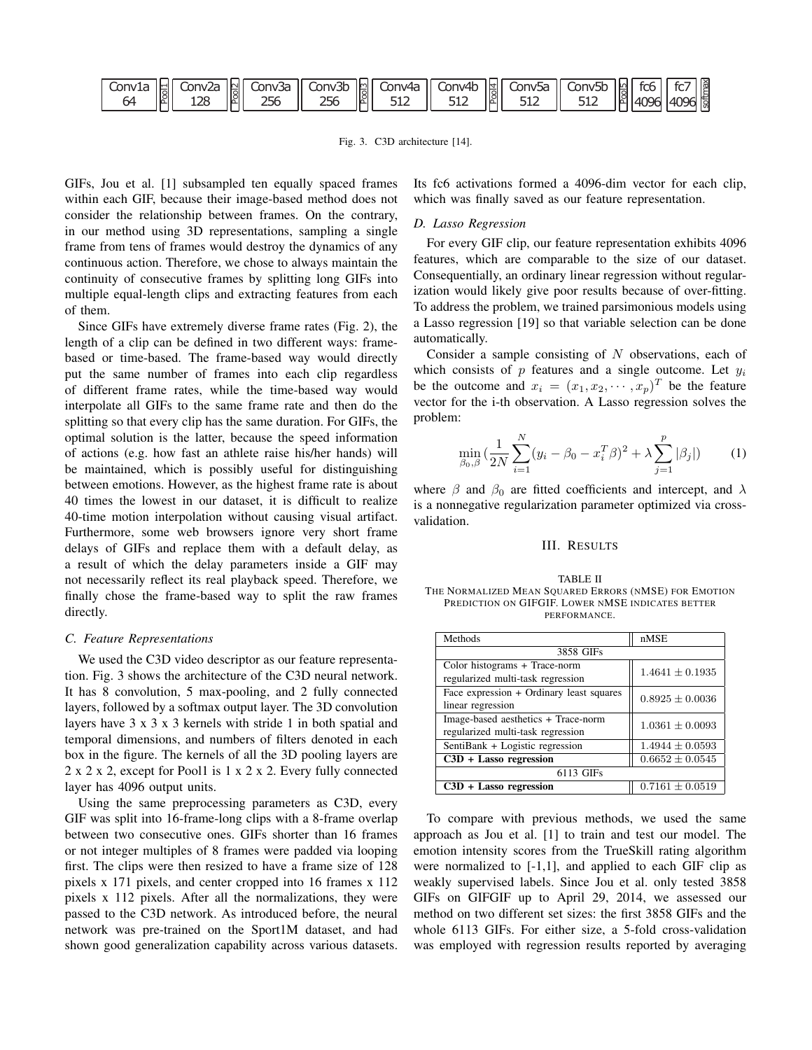| Conv1a 64 | Pool1 | Conv2a 128 | Pool2 | Conv3a 256 | Conv3b 256 | Pool3 | Conv4a 512 | Conv4b 512 | Pool4 | Conv5a 512 | Conv5b 512 | Pool5 | fc6 4096 | fc7 4096 | softmax |
|---|---|---|---|---|---|---|---|---|---|---|---|---|---|---|---|

Fig. 3. C3D architecture [14].

GIFs, Jou et al. [1] subsampled ten equally spaced frames within each GIF, because their image-based method does not consider the relationship between frames. On the contrary, in our method using 3D representations, sampling a single frame from tens of frames would destroy the dynamics of any continuous action. Therefore, we chose to always maintain the continuity of consecutive frames by splitting long GIFs into multiple equal-length clips and extracting features from each of them.

Since GIFs have extremely diverse frame rates (Fig. 2), the length of a clip can be defined in two different ways: frame-based or time-based. The frame-based way would directly put the same number of frames into each clip regardless of different frame rates, while the time-based way would interpolate all GIFs to the same frame rate and then do the splitting so that every clip has the same duration. For GIFs, the optimal solution is the latter, because the speed information of actions (e.g. how fast an athlete raise his/her hands) will be maintained, which is possibly useful for distinguishing between emotions. However, as the highest frame rate is about 40 times the lowest in our dataset, it is difficult to realize 40-time motion interpolation without causing visual artifact. Furthermore, some web browsers ignore very short frame delays of GIFs and replace them with a default delay, as a result of which the delay parameters inside a GIF may not necessarily reflect its real playback speed. Therefore, we finally chose the frame-based way to split the raw frames directly.

### C. Feature Representations

We used the C3D video descriptor as our feature representation. Fig. 3 shows the architecture of the C3D neural network. It has 8 convolution, 5 max-pooling, and 2 fully connected layers, followed by a softmax output layer. The 3D convolution layers have 3 x 3 x 3 kernels with stride 1 in both spatial and temporal dimensions, and numbers of filters denoted in each box in the figure. The kernels of all the 3D pooling layers are 2 x 2 x 2, except for Pool1 is 1 x 2 x 2. Every fully connected layer has 4096 output units.

Using the same preprocessing parameters as C3D, every GIF was split into 16-frame-long clips with a 8-frame overlap between two consecutive ones. GIFs shorter than 16 frames or not integer multiples of 8 frames were padded via looping first. The clips were then resized to have a frame size of 128 pixels x 171 pixels, and center cropped into 16 frames x 112 pixels x 112 pixels. After all the normalizations, they were passed to the C3D network. As introduced before, the neural network was pre-trained on the Sport1M dataset, and had shown good generalization capability across various datasets. Its fc6 activations formed a 4096-dim vector for each clip, which was finally saved as our feature representation.

### D. Lasso Regression

For every GIF clip, our feature representation exhibits 4096 features, which are comparable to the size of our dataset. Consequentially, an ordinary linear regression without regularization would likely give poor results because of over-fitting. To address the problem, we trained parsimonious models using a Lasso regression [19] so that variable selection can be done automatically.

Consider a sample consisting of $N$ observations, each of which consists of $p$ features and a single outcome. Let $y_i$ be the outcome and $x_i = (x_1, x_2, \cdots, x_p)^T$ be the feature vector for the i-th observation. A Lasso regression solves the problem:

$$\min_{\beta_0,\beta} \left(\frac{1}{2N}\sum_{i=1}^{N}(y_i - \beta_0 - x_i^T\beta)^2 + \lambda\sum_{j=1}^{p}|\beta_j|\right) \qquad (1)$$

where $\beta$ and $\beta_0$ are fitted coefficients and intercept, and $\lambda$ is a nonnegative regularization parameter optimized via cross-validation.

## III. Results

TABLE II
THE NORMALIZED MEAN SQUARED ERRORS (nMSE) FOR EMOTION PREDICTION ON GIFGIF. LOWER nMSE INDICATES BETTER PERFORMANCE.

| Methods | nMSE |
|---|---|
| 3858 GIFs | |
| Color histograms + Trace-norm regularized multi-task regression | $1.4641 \pm 0.1935$ |
| Face expression + Ordinary least squares linear regression | $0.8925 \pm 0.0036$ |
| Image-based aesthetics + Trace-norm regularized multi-task regression | $1.0361 \pm 0.0093$ |
| SentiBank + Logistic regression | $1.4944 \pm 0.0593$ |
| **C3D + Lasso regression** | $0.6652 \pm 0.0545$ |
| 6113 GIFs | |
| **C3D + Lasso regression** | $0.7161 \pm 0.0519$ |

To compare with previous methods, we used the same approach as Jou et al. [1] to train and test our model. The emotion intensity scores from the TrueSkill rating algorithm were normalized to [-1,1], and applied to each GIF clip as weakly supervised labels. Since Jou et al. only tested 3858 GIFs on GIFGIF up to April 29, 2014, we assessed our method on two different set sizes: the first 3858 GIFs and the whole 6113 GIFs. For either size, a 5-fold cross-validation was employed with regression results reported by averaging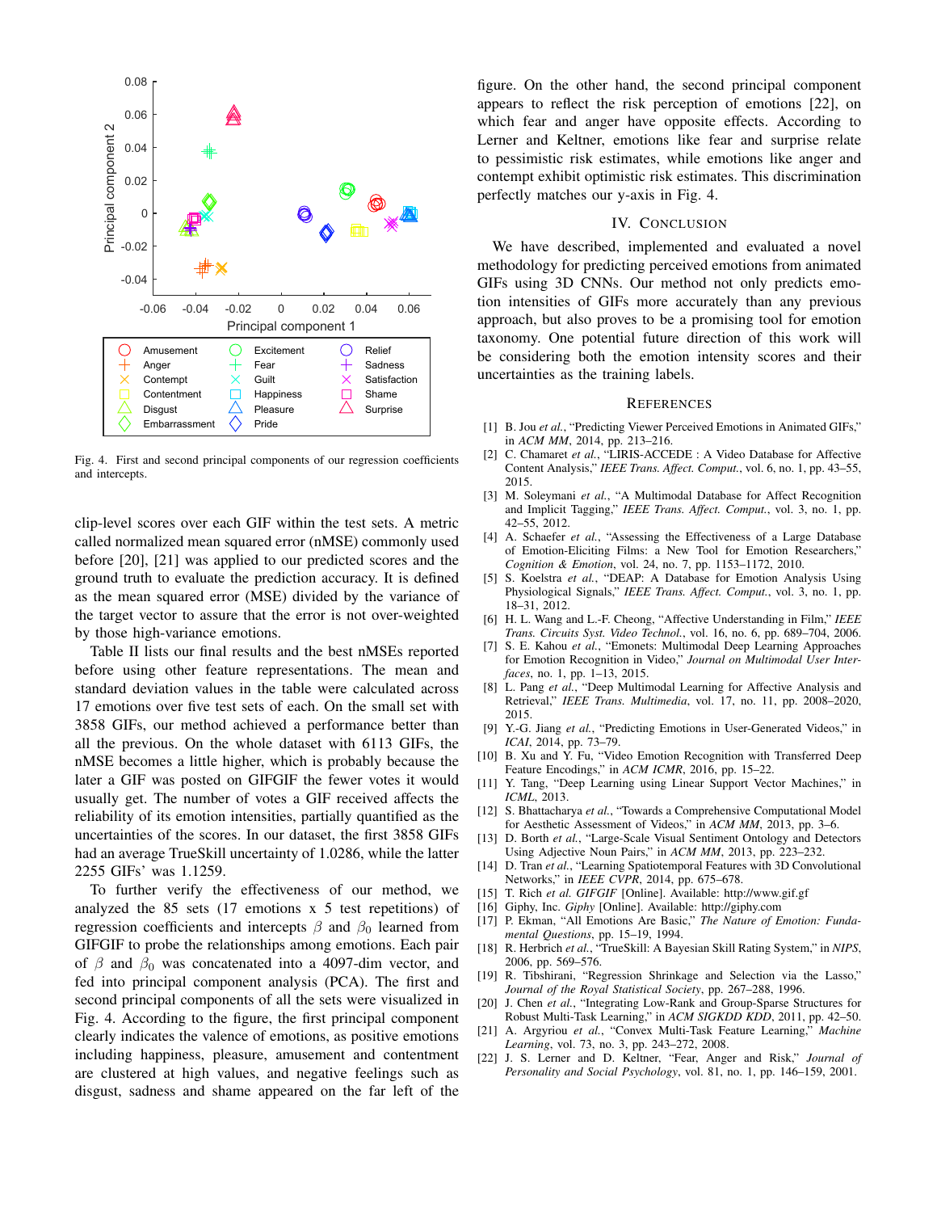0.08
0.06
0.04
0.02
0
-0.02
-0.04
Principal component 2
-0.06 -0.04 -0.02 0 0.02 0.04 0.06
Principal component 1

Amusement
Anger
Contempt
Contentment
Disgust
Embarrassment
Excitement
Fear
Guilt
Happiness
Pleasure
Pride
Relief
Sadness
Satisfaction
Shame
Surprise

Fig. 4. First and second principal components of our regression coefficients and intercepts.

clip-level scores over each GIF within the test sets. A metric called normalized mean squared error (nMSE) commonly used before [20], [21] was applied to our predicted scores and the ground truth to evaluate the prediction accuracy. It is defined as the mean squared error (MSE) divided by the variance of the target vector to assure that the error is not over-weighted by those high-variance emotions.

Table II lists our final results and the best nMSEs reported before using other feature representations. The mean and standard deviation values in the table were calculated across 17 emotions over five test sets of each. On the small set with 3858 GIFs, our method achieved a performance better than all the previous. On the whole dataset with 6113 GIFs, the nMSE becomes a little higher, which is probably because the later a GIF was posted on GIFGIF the fewer votes it would usually get. The number of votes a GIF received affects the reliability of its emotion intensities, partially quantified as the uncertainties of the scores. In our dataset, the first 3858 GIFs had an average TrueSkill uncertainty of 1.0286, while the latter 2255 GIFs' was 1.1259.

To further verify the effectiveness of our method, we analyzed the 85 sets (17 emotions x 5 test repetitions) of regression coefficients and intercepts $\beta$ and $\beta_0$ learned from GIFGIF to probe the relationships among emotions. Each pair of $\beta$ and $\beta_0$ was concatenated into a 4097-dim vector, and fed into principal component analysis (PCA). The first and second principal components of all the sets were visualized in Fig. 4. According to the figure, the first principal component clearly indicates the valence of emotions, as positive emotions including happiness, pleasure, amusement and contentment are clustered at high values, and negative feelings such as disgust, sadness and shame appeared on the far left of the figure. On the other hand, the second principal component appears to reflect the risk perception of emotions [22], on which fear and anger have opposite effects. According to Lerner and Keltner, emotions like fear and surprise relate to pessimistic risk estimates, while emotions like anger and contempt exhibit optimistic risk estimates. This discrimination perfectly matches our y-axis in Fig. 4.

## IV. Conclusion

We have described, implemented and evaluated a novel methodology for predicting perceived emotions from animated GIFs using 3D CNNs. Our method not only predicts emotion intensities of GIFs more accurately than any previous approach, but also proves to be a promising tool for emotion taxonomy. One potential future direction of this work will be considering both the emotion intensity scores and their uncertainties as the training labels.

## References

[1] B. Jou *et al.*, "Predicting Viewer Perceived Emotions in Animated GIFs," in *ACM MM*, 2014, pp. 213–216.

[2] C. Chamaret *et al.*, "LIRIS-ACCEDE : A Video Database for Affective Content Analysis," *IEEE Trans. Affect. Comput.*, vol. 6, no. 1, pp. 43–55, 2015.

[3] M. Soleymani *et al.*, "A Multimodal Database for Affect Recognition and Implicit Tagging," *IEEE Trans. Affect. Comput.*, vol. 3, no. 1, pp. 42–55, 2012.

[4] A. Schaefer *et al.*, "Assessing the Effectiveness of a Large Database of Emotion-Eliciting Films: A New Tool for Emotion Researchers," *Cognition & Emotion*, vol. 24, no. 7, pp. 1153–1172, 2010.

[5] S. Koelstra *et al.*, "DEAP: A Database for Emotion Analysis Using Physiological Signals," *IEEE Trans. Affect. Comput.*, vol. 3, no. 1, pp. 18–31, 2012.

[6] H. L. Wang and L.-F. Cheong, "Affective Understanding in Film," *IEEE Trans. Circuits Syst. Video Technol.*, vol. 16, no. 6, pp. 689–704, 2006.

[7] S. E. Kahou *et al.*, "Emonets: Multimodal Deep Learning Approaches for Emotion Recognition in Video," *Journal on Multimodal User Interfaces*, no. 1, pp. 1–13, 2015.

[8] L. Pang *et al.*, "Deep Multimodal Learning for Affective Analysis and Retrieval," *IEEE Trans. Multimedia*, vol. 17, no. 11, pp. 2008–2020, 2015.

[9] Y.-G. Jiang *et al.*, "Predicting Emotions in User-Generated Videos," in *ICAI*, 2014, pp. 73–79.

[10] B. Xu and Y. Fu, "Video Emotion Recognition with Transferred Deep Feature Encodings," in *ACM ICMR*, 2016, pp. 15–22.

[11] Y. Tang, "Deep Learning using Linear Support Vector Machines," in *ICML*, 2013.

[12] S. Bhattacharya *et al.*, "Towards a Comprehensive Computational Model for Aesthetic Assessment of Videos," in *ACM MM*, 2013, pp. 3–6.

[13] D. Borth *et al.*, "Large-Scale Visual Sentiment Ontology and Detectors Using Adjective Noun Pairs," in *ACM MM*, 2013, pp. 223–232.

[14] D. Tran *et al.*, "Learning Spatiotemporal Features with 3D Convolutional Networks," in *IEEE CVPR*, 2014, pp. 675–678.

[15] T. Rich *et al. GIFGIF* [Online]. Available: http://www.gif.gf

[16] Giphy, Inc. *Giphy* [Online]. Available: http://giphy.com

[17] P. Ekman, "All Emotions Are Basic," *The Nature of Emotion: Fundamental Questions*, pp. 15–19, 1994.

[18] R. Herbrich *et al.*, "TrueSkill: A Bayesian Skill Rating System," in *NIPS*, 2006, pp. 569–576.

[19] R. Tibshirani, "Regression Shrinkage and Selection via the Lasso," *Journal of the Royal Statistical Society*, pp. 267–288, 1996.

[20] J. Chen *et al.*, "Integrating Low-Rank and Group-Sparse Structures for Robust Multi-Task Learning," in *ACM SIGKDD KDD*, 2011, pp. 42–50.

[21] A. Argyriou *et al.*, "Convex Multi-Task Feature Learning," *Machine Learning*, vol. 73, no. 3, pp. 243–272, 2008.

[22] J. S. Lerner and D. Keltner, "Fear, Anger and Risk," *Journal of Personality and Social Psychology*, vol. 81, no. 1, pp. 146–159, 2001.